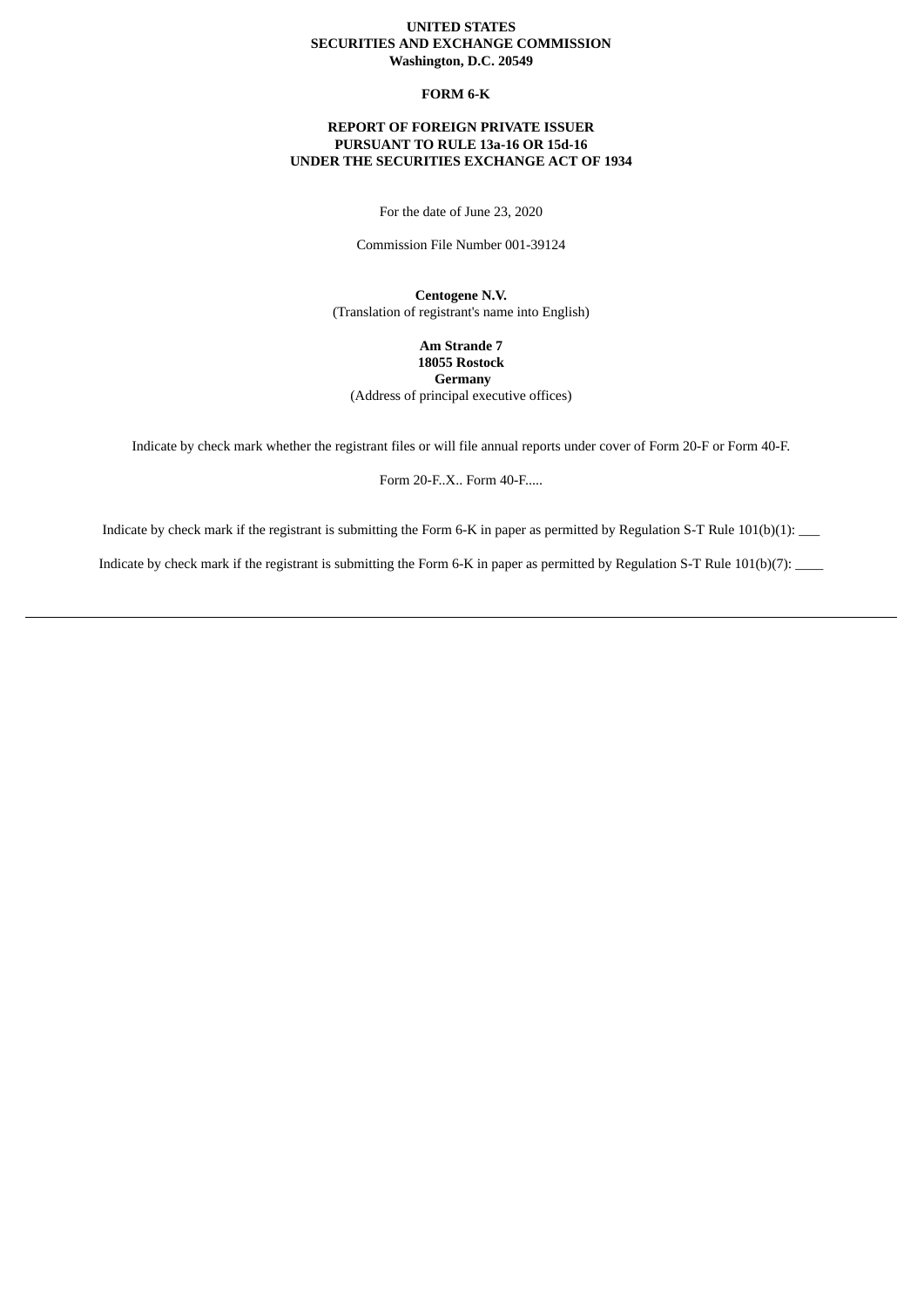**UNITED STATES**
**SECURITIES AND EXCHANGE COMMISSION**
**Washington, D.C. 20549**

**FORM 6-K**

**REPORT OF FOREIGN PRIVATE ISSUER**
**PURSUANT TO RULE 13a-16 OR 15d-16**
**UNDER THE SECURITIES EXCHANGE ACT OF 1934**

For the date of June 23, 2020

Commission File Number 001-39124

**Centogene N.V.**
(Translation of registrant's name into English)

**Am Strande 7**
**18055 Rostock**
**Germany**
(Address of principal executive offices)

Indicate by check mark whether the registrant files or will file annual reports under cover of Form 20-F or Form 40-F.

Form 20-F..X.. Form 40-F.....

Indicate by check mark if the registrant is submitting the Form 6-K in paper as permitted by Regulation S-T Rule 101(b)(1): ___

Indicate by check mark if the registrant is submitting the Form 6-K in paper as permitted by Regulation S-T Rule 101(b)(7): ____

---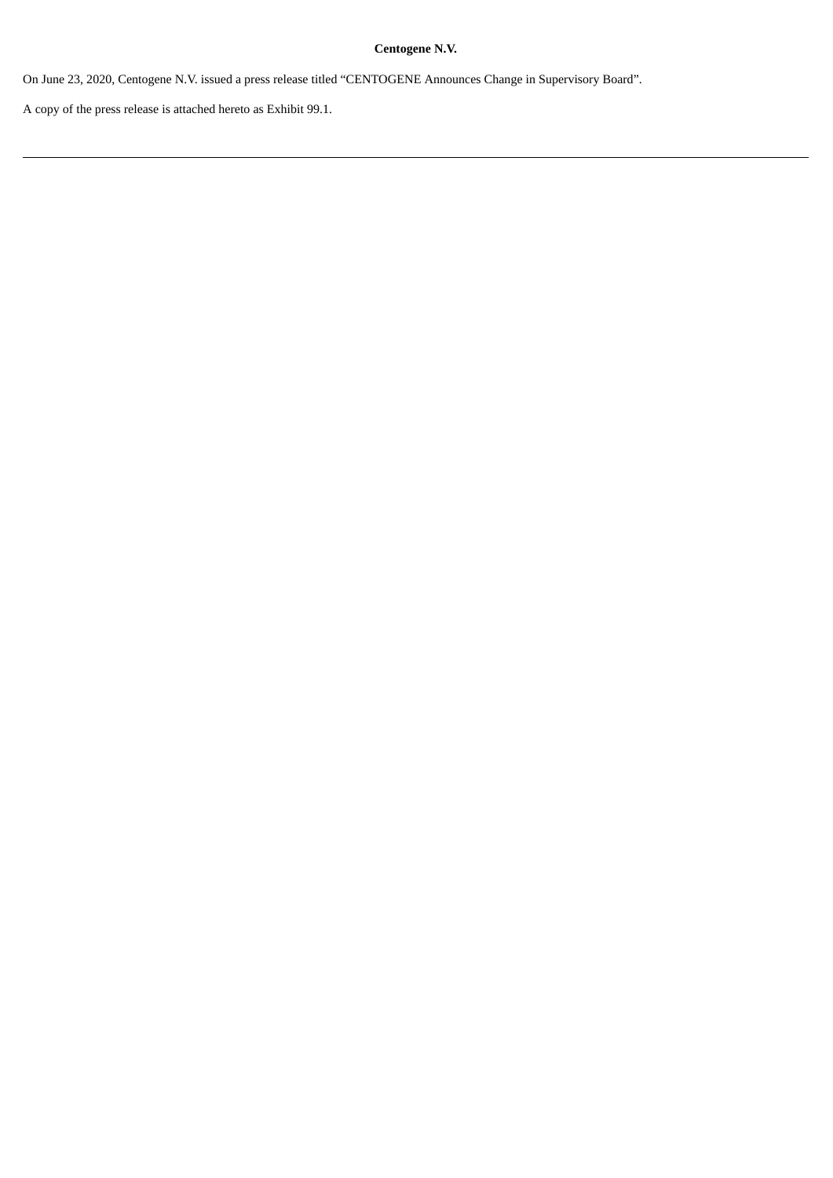**Centogene N.V.**

On June 23, 2020, Centogene N.V. issued a press release titled “CENTOGENE Announces Change in Supervisory Board”.

A copy of the press release is attached hereto as Exhibit 99.1.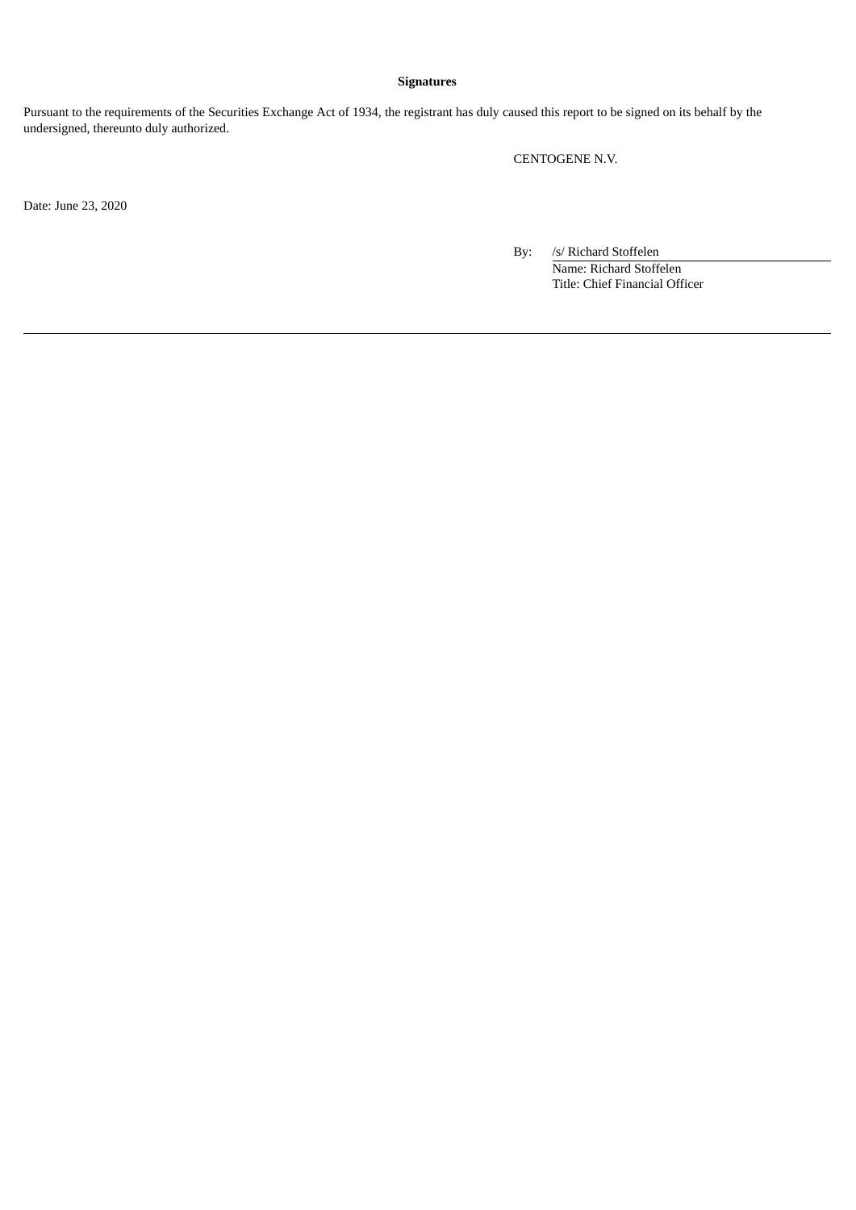**Signatures**

Pursuant to the requirements of the Securities Exchange Act of 1934, the registrant has duly caused this report to be signed on its behalf by the undersigned, thereunto duly authorized.

CENTOGENE N.V.

Date: June 23, 2020

By: /s/ Richard Stoffelen
Name: Richard Stoffelen
Title: Chief Financial Officer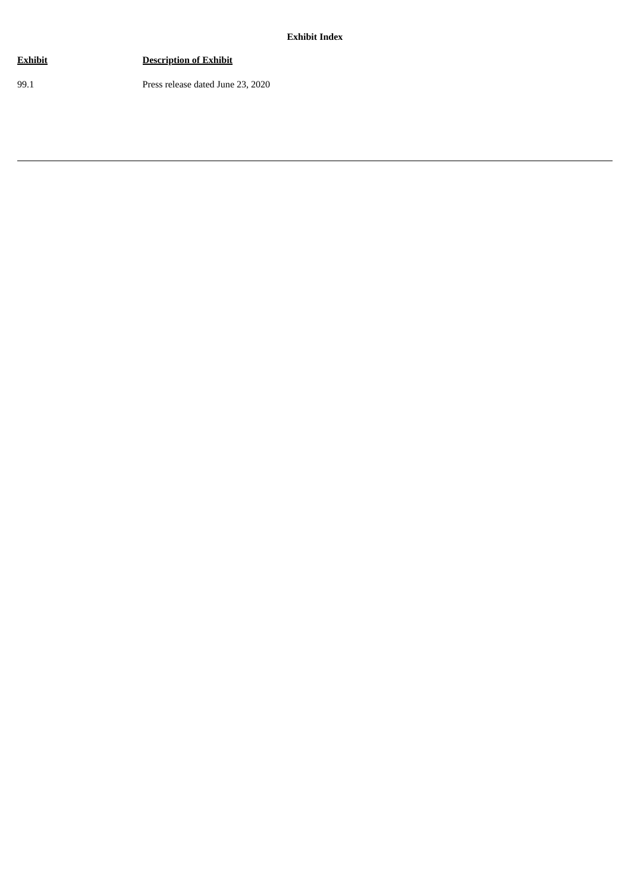**Exhibit Index**

| Exhibit | Description of Exhibit |
| --- | --- |
| 99.1 | Press release dated June 23, 2020 |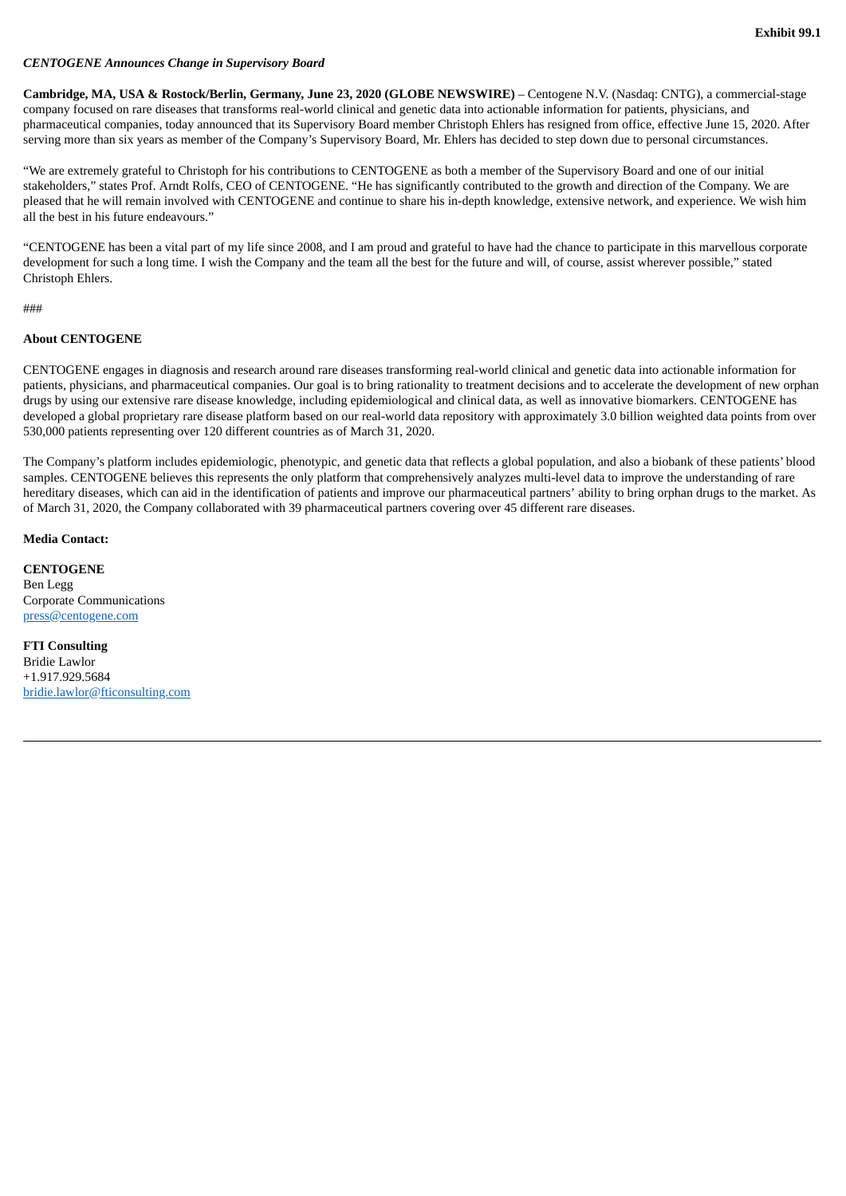**Exhibit 99.1**

*CENTOGENE Announces Change in Supervisory Board*

**Cambridge, MA, USA & Rostock/Berlin, Germany, June 23, 2020 (GLOBE NEWSWIRE)** – Centogene N.V. (Nasdaq: CNTG), a commercial-stage company focused on rare diseases that transforms real-world clinical and genetic data into actionable information for patients, physicians, and pharmaceutical companies, today announced that its Supervisory Board member Christoph Ehlers has resigned from office, effective June 15, 2020. After serving more than six years as member of the Company's Supervisory Board, Mr. Ehlers has decided to step down due to personal circumstances.

"We are extremely grateful to Christoph for his contributions to CENTOGENE as both a member of the Supervisory Board and one of our initial stakeholders," states Prof. Arndt Rolfs, CEO of CENTOGENE. "He has significantly contributed to the growth and direction of the Company. We are pleased that he will remain involved with CENTOGENE and continue to share his in-depth knowledge, extensive network, and experience. We wish him all the best in his future endeavours."

"CENTOGENE has been a vital part of my life since 2008, and I am proud and grateful to have had the chance to participate in this marvellous corporate development for such a long time. I wish the Company and the team all the best for the future and will, of course, assist wherever possible," stated Christoph Ehlers.

###

**About CENTOGENE**

CENTOGENE engages in diagnosis and research around rare diseases transforming real-world clinical and genetic data into actionable information for patients, physicians, and pharmaceutical companies. Our goal is to bring rationality to treatment decisions and to accelerate the development of new orphan drugs by using our extensive rare disease knowledge, including epidemiological and clinical data, as well as innovative biomarkers. CENTOGENE has developed a global proprietary rare disease platform based on our real-world data repository with approximately 3.0 billion weighted data points from over 530,000 patients representing over 120 different countries as of March 31, 2020.

The Company's platform includes epidemiologic, phenotypic, and genetic data that reflects a global population, and also a biobank of these patients' blood samples. CENTOGENE believes this represents the only platform that comprehensively analyzes multi-level data to improve the understanding of rare hereditary diseases, which can aid in the identification of patients and improve our pharmaceutical partners' ability to bring orphan drugs to the market. As of March 31, 2020, the Company collaborated with 39 pharmaceutical partners covering over 45 different rare diseases.

**Media Contact:**

**CENTOGENE**
Ben Legg
Corporate Communications
press@centogene.com

**FTI Consulting**
Bridie Lawlor
+1.917.929.5684
bridie.lawlor@fticonsulting.com